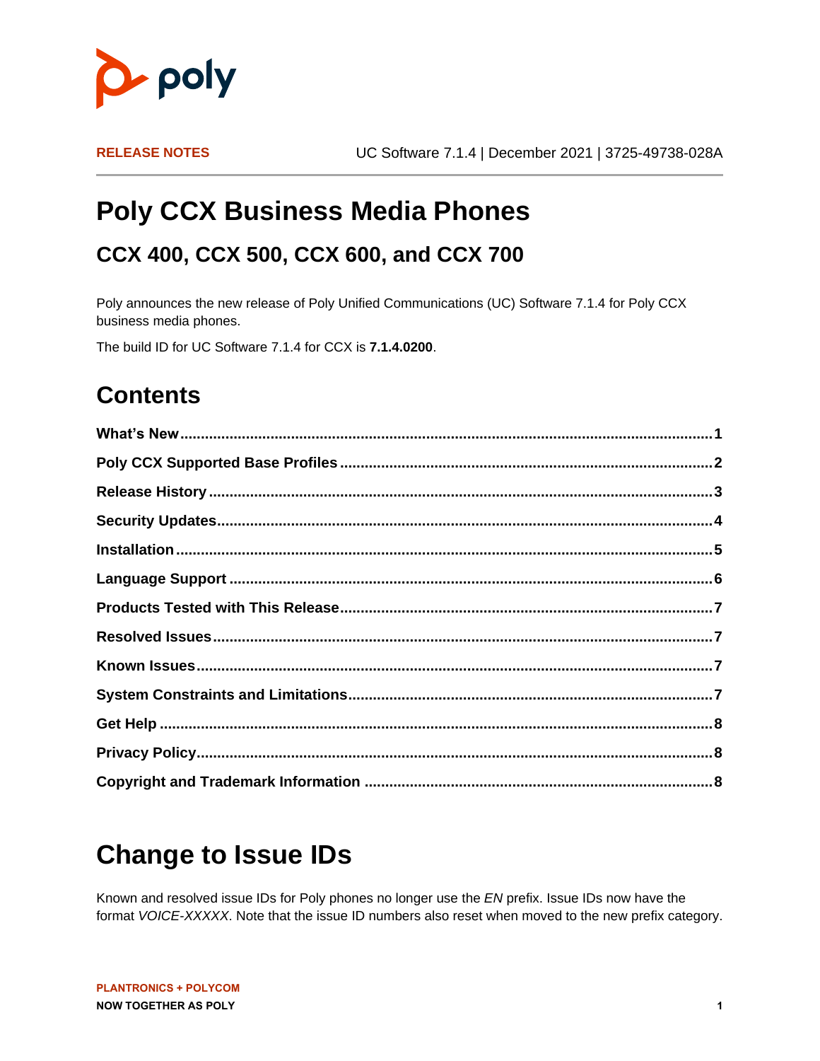**RELEASE NOTES** UC Software 7.1.4 | December 2021 | 3725-49738-028A

# Poly CCX Business Media Phones

## CCX 400, CCX 500, CCX 600, and CCX 700

Poly announces the new release of Poly Unified Communications (UC) Software 7.1.4 for Poly CCX business media phones.

The build ID for UC Software 7.1.4 for CCX is **7.1.4.0200**.

## Contents

**What's New** .................... 1
**Poly CCX Supported Base Profiles** .................... 2
**Release History** .................... 3
**Security Updates** .................... 4
**Installation** .................... 5
**Language Support** .................... 6
**Products Tested with This Release** .................... 7
**Resolved Issues** .................... 7
**Known Issues** .................... 7
**System Constraints and Limitations** .................... 7
**Get Help** .................... 8
**Privacy Policy** .................... 8
**Copyright and Trademark Information** .................... 8

# Change to Issue IDs

Known and resolved issue IDs for Poly phones no longer use the *EN* prefix. Issue IDs now have the format *VOICE-XXXXX*. Note that the issue ID numbers also reset when moved to the new prefix category.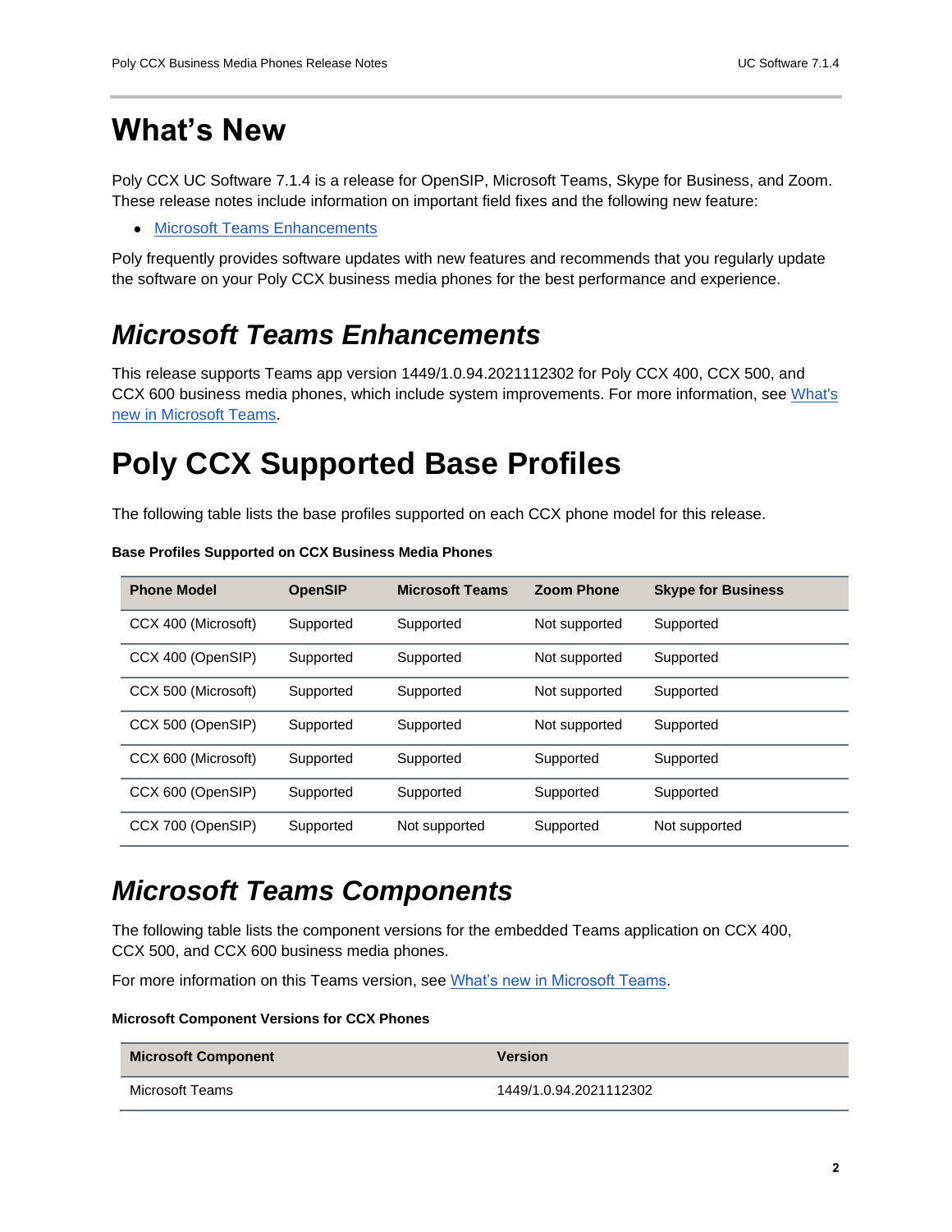# What's New

Poly CCX UC Software 7.1.4 is a release for OpenSIP, Microsoft Teams, Skype for Business, and Zoom. These release notes include information on important field fixes and the following new feature:

- Microsoft Teams Enhancements

Poly frequently provides software updates with new features and recommends that you regularly update the software on your Poly CCX business media phones for the best performance and experience.

## *Microsoft Teams Enhancements*

This release supports Teams app version 1449/1.0.94.2021112302 for Poly CCX 400, CCX 500, and CCX 600 business media phones, which include system improvements. For more information, see What's new in Microsoft Teams.

# Poly CCX Supported Base Profiles

The following table lists the base profiles supported on each CCX phone model for this release.

**Base Profiles Supported on CCX Business Media Phones**

| Phone Model | OpenSIP | Microsoft Teams | Zoom Phone | Skype for Business |
|---|---|---|---|---|
| CCX 400 (Microsoft) | Supported | Supported | Not supported | Supported |
| CCX 400 (OpenSIP) | Supported | Supported | Not supported | Supported |
| CCX 500 (Microsoft) | Supported | Supported | Not supported | Supported |
| CCX 500 (OpenSIP) | Supported | Supported | Not supported | Supported |
| CCX 600 (Microsoft) | Supported | Supported | Supported | Supported |
| CCX 600 (OpenSIP) | Supported | Supported | Supported | Supported |
| CCX 700 (OpenSIP) | Supported | Not supported | Supported | Not supported |

## *Microsoft Teams Components*

The following table lists the component versions for the embedded Teams application on CCX 400, CCX 500, and CCX 600 business media phones.

For more information on this Teams version, see What's new in Microsoft Teams.

**Microsoft Component Versions for CCX Phones**

| Microsoft Component | Version |
|---|---|
| Microsoft Teams | 1449/1.0.94.2021112302 |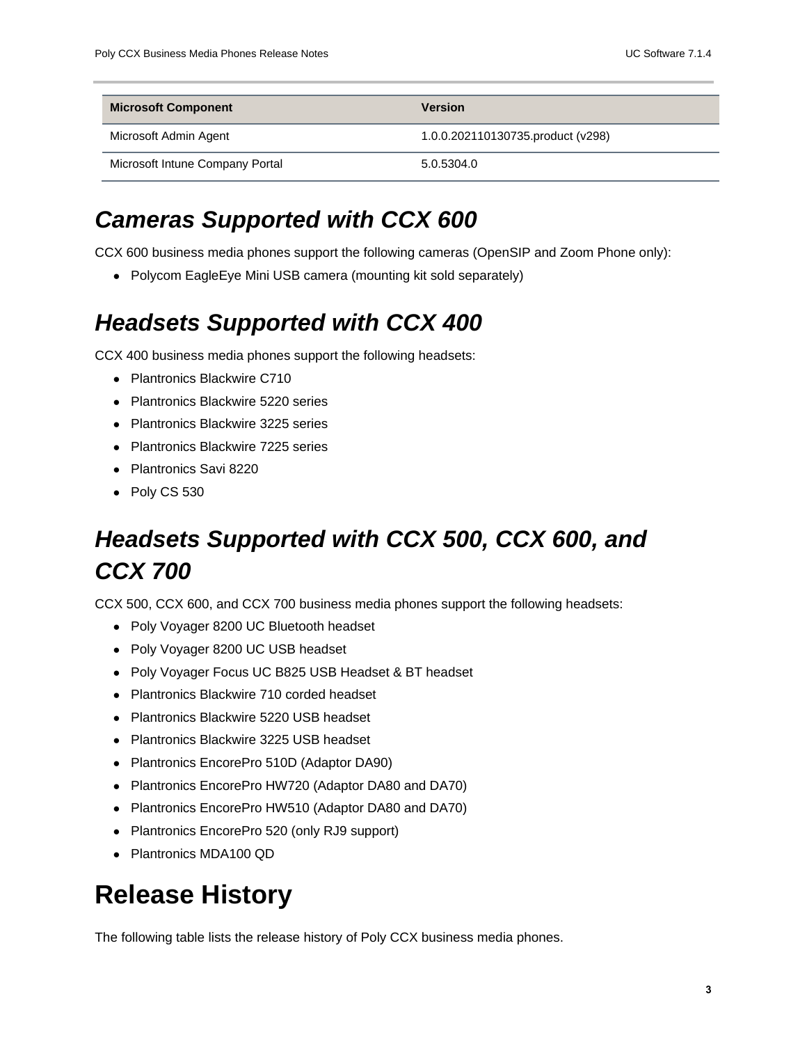| Microsoft Component | Version |
| --- | --- |
| Microsoft Admin Agent | 1.0.0.202110130735.product (v298) |
| Microsoft Intune Company Portal | 5.0.5304.0 |

## Cameras Supported with CCX 600

CCX 600 business media phones support the following cameras (OpenSIP and Zoom Phone only):

- Polycom EagleEye Mini USB camera (mounting kit sold separately)

## Headsets Supported with CCX 400

CCX 400 business media phones support the following headsets:

- Plantronics Blackwire C710
- Plantronics Blackwire 5220 series
- Plantronics Blackwire 3225 series
- Plantronics Blackwire 7225 series
- Plantronics Savi 8220
- Poly CS 530

## Headsets Supported with CCX 500, CCX 600, and CCX 700

CCX 500, CCX 600, and CCX 700 business media phones support the following headsets:

- Poly Voyager 8200 UC Bluetooth headset
- Poly Voyager 8200 UC USB headset
- Poly Voyager Focus UC B825 USB Headset & BT headset
- Plantronics Blackwire 710 corded headset
- Plantronics Blackwire 5220 USB headset
- Plantronics Blackwire 3225 USB headset
- Plantronics EncorePro 510D (Adaptor DA90)
- Plantronics EncorePro HW720 (Adaptor DA80 and DA70)
- Plantronics EncorePro HW510 (Adaptor DA80 and DA70)
- Plantronics EncorePro 520 (only RJ9 support)
- Plantronics MDA100 QD

# Release History

The following table lists the release history of Poly CCX business media phones.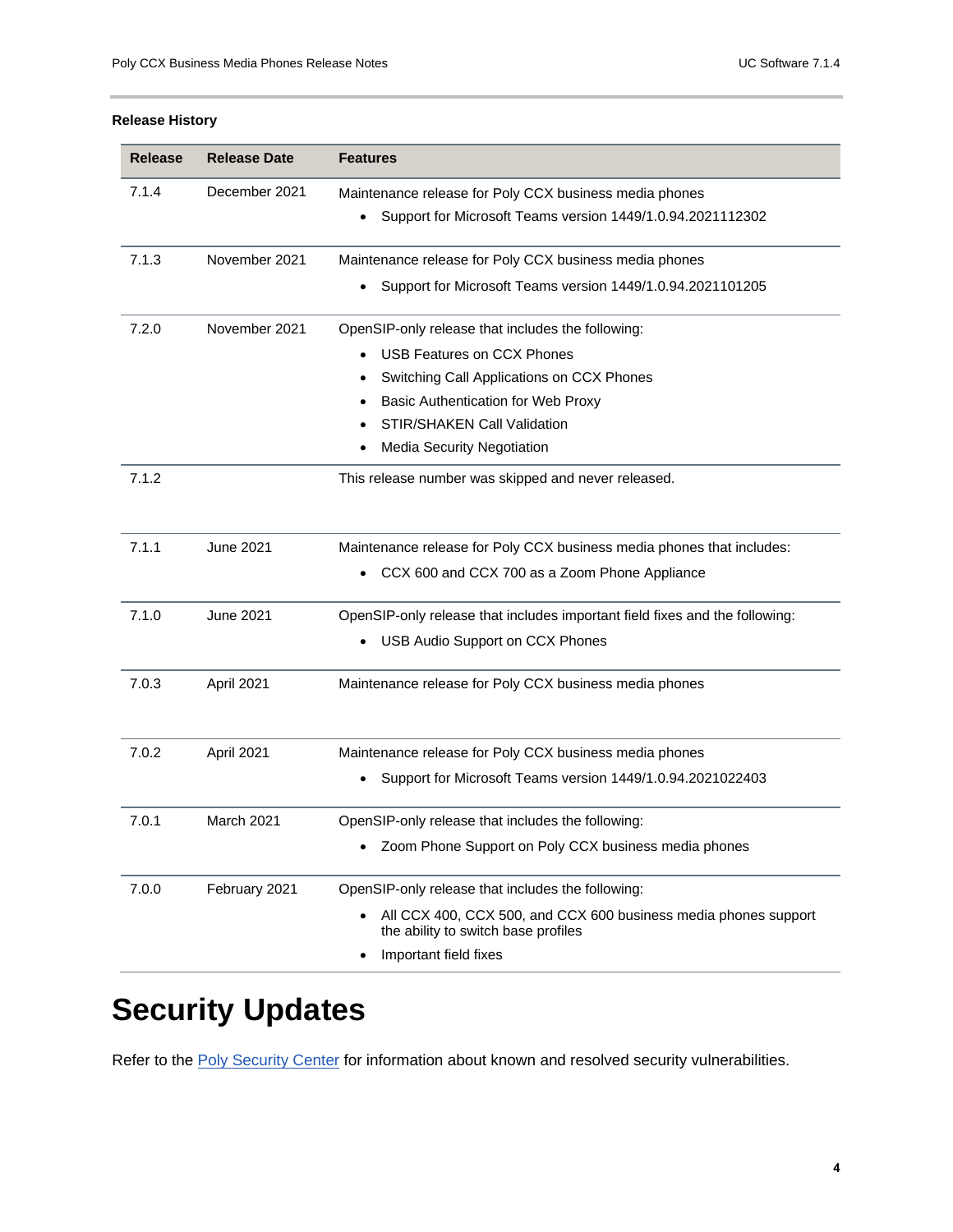**Release History**

| Release | Release Date | Features |
|---|---|---|
| 7.1.4 | December 2021 | Maintenance release for Poly CCX business media phones<br>• Support for Microsoft Teams version 1449/1.0.94.2021112302 |
| 7.1.3 | November 2021 | Maintenance release for Poly CCX business media phones<br>• Support for Microsoft Teams version 1449/1.0.94.2021101205 |
| 7.2.0 | November 2021 | OpenSIP-only release that includes the following:<br>• USB Features on CCX Phones<br>• Switching Call Applications on CCX Phones<br>• Basic Authentication for Web Proxy<br>• STIR/SHAKEN Call Validation<br>• Media Security Negotiation |
| 7.1.2 | | This release number was skipped and never released. |
| 7.1.1 | June 2021 | Maintenance release for Poly CCX business media phones that includes:<br>• CCX 600 and CCX 700 as a Zoom Phone Appliance |
| 7.1.0 | June 2021 | OpenSIP-only release that includes important field fixes and the following:<br>• USB Audio Support on CCX Phones |
| 7.0.3 | April 2021 | Maintenance release for Poly CCX business media phones |
| 7.0.2 | April 2021 | Maintenance release for Poly CCX business media phones<br>• Support for Microsoft Teams version 1449/1.0.94.2021022403 |
| 7.0.1 | March 2021 | OpenSIP-only release that includes the following:<br>• Zoom Phone Support on Poly CCX business media phones |
| 7.0.0 | February 2021 | OpenSIP-only release that includes the following:<br>• All CCX 400, CCX 500, and CCX 600 business media phones support the ability to switch base profiles<br>• Important field fixes |

# Security Updates

Refer to the Poly Security Center for information about known and resolved security vulnerabilities.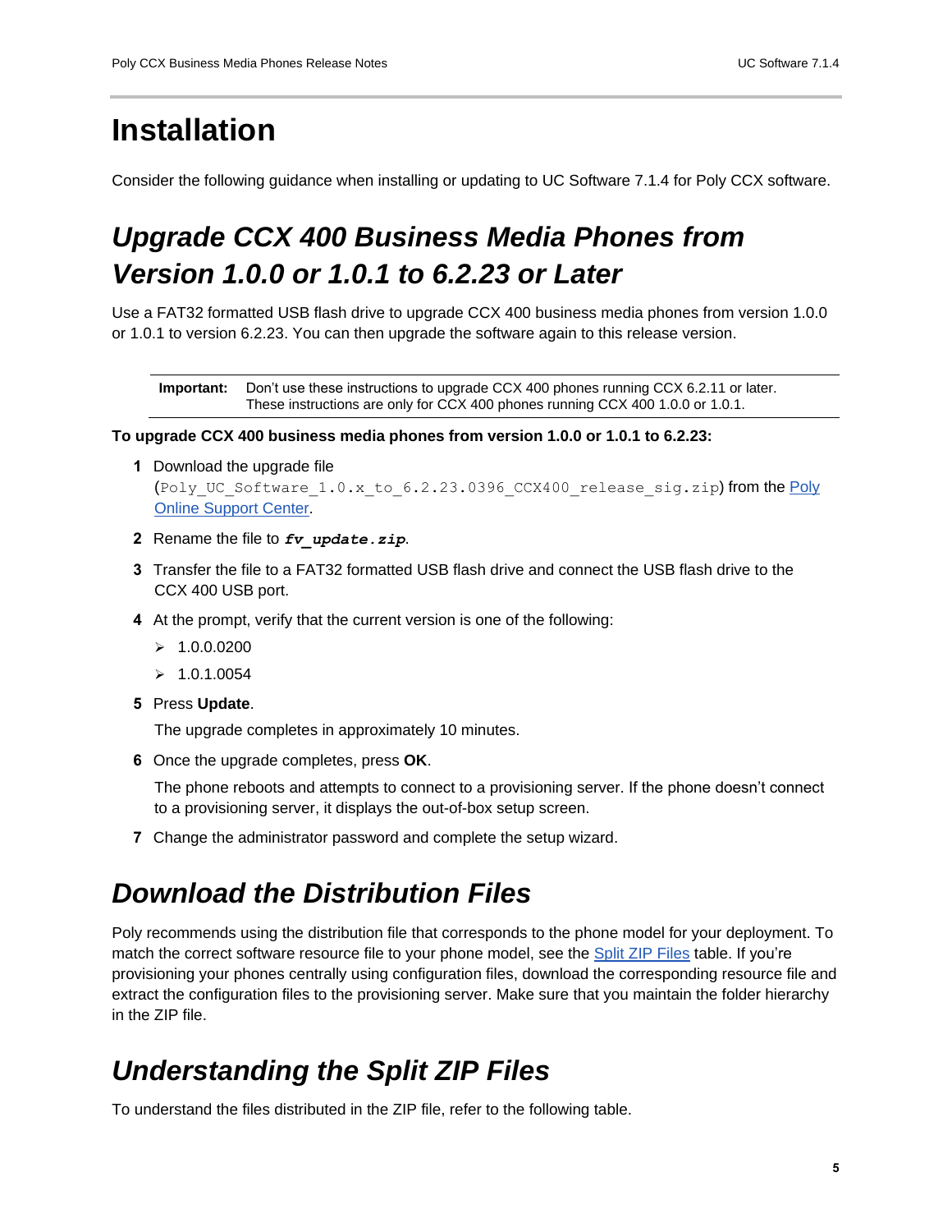# Installation

Consider the following guidance when installing or updating to UC Software 7.1.4 for Poly CCX software.

## *Upgrade CCX 400 Business Media Phones from Version 1.0.0 or 1.0.1 to 6.2.23 or Later*

Use a FAT32 formatted USB flash drive to upgrade CCX 400 business media phones from version 1.0.0 or 1.0.1 to version 6.2.23. You can then upgrade the software again to this release version.

**Important:** Don't use these instructions to upgrade CCX 400 phones running CCX 6.2.11 or later. These instructions are only for CCX 400 phones running CCX 400 1.0.0 or 1.0.1.

**To upgrade CCX 400 business media phones from version 1.0.0 or 1.0.1 to 6.2.23:**

1. Download the upgrade file (`Poly_UC_Software_1.0.x_to_6.2.23.0396_CCX400_release_sig.zip`) from the Poly Online Support Center.
2. Rename the file to ***`fv_update.zip`***.
3. Transfer the file to a FAT32 formatted USB flash drive and connect the USB flash drive to the CCX 400 USB port.
4. At the prompt, verify that the current version is one of the following:
   - 1.0.0.0200
   - 1.0.1.0054
5. Press **Update**.

   The upgrade completes in approximately 10 minutes.
6. Once the upgrade completes, press **OK**.

   The phone reboots and attempts to connect to a provisioning server. If the phone doesn't connect to a provisioning server, it displays the out-of-box setup screen.
7. Change the administrator password and complete the setup wizard.

## *Download the Distribution Files*

Poly recommends using the distribution file that corresponds to the phone model for your deployment. To match the correct software resource file to your phone model, see the Split ZIP Files table. If you're provisioning your phones centrally using configuration files, download the corresponding resource file and extract the configuration files to the provisioning server. Make sure that you maintain the folder hierarchy in the ZIP file.

## *Understanding the Split ZIP Files*

To understand the files distributed in the ZIP file, refer to the following table.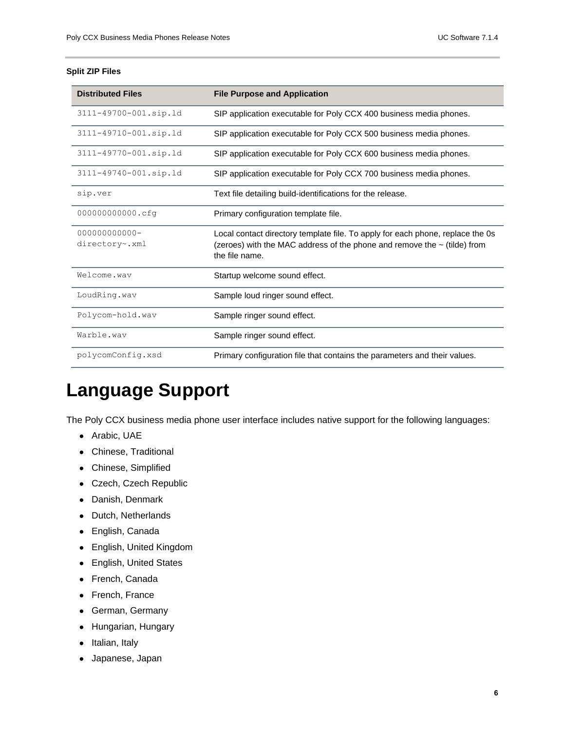**Split ZIP Files**

| Distributed Files | File Purpose and Application |
| --- | --- |
| 3111-49700-001.sip.ld | SIP application executable for Poly CCX 400 business media phones. |
| 3111-49710-001.sip.ld | SIP application executable for Poly CCX 500 business media phones. |
| 3111-49770-001.sip.ld | SIP application executable for Poly CCX 600 business media phones. |
| 3111-49740-001.sip.ld | SIP application executable for Poly CCX 700 business media phones. |
| sip.ver | Text file detailing build-identifications for the release. |
| 000000000000.cfg | Primary configuration template file. |
| 000000000000-directory~.xml | Local contact directory template file. To apply for each phone, replace the 0s (zeroes) with the MAC address of the phone and remove the ~ (tilde) from the file name. |
| Welcome.wav | Startup welcome sound effect. |
| LoudRing.wav | Sample loud ringer sound effect. |
| Polycom-hold.wav | Sample ringer sound effect. |
| Warble.wav | Sample ringer sound effect. |
| polycomConfig.xsd | Primary configuration file that contains the parameters and their values. |

# Language Support

The Poly CCX business media phone user interface includes native support for the following languages:

- Arabic, UAE
- Chinese, Traditional
- Chinese, Simplified
- Czech, Czech Republic
- Danish, Denmark
- Dutch, Netherlands
- English, Canada
- English, United Kingdom
- English, United States
- French, Canada
- French, France
- German, Germany
- Hungarian, Hungary
- Italian, Italy
- Japanese, Japan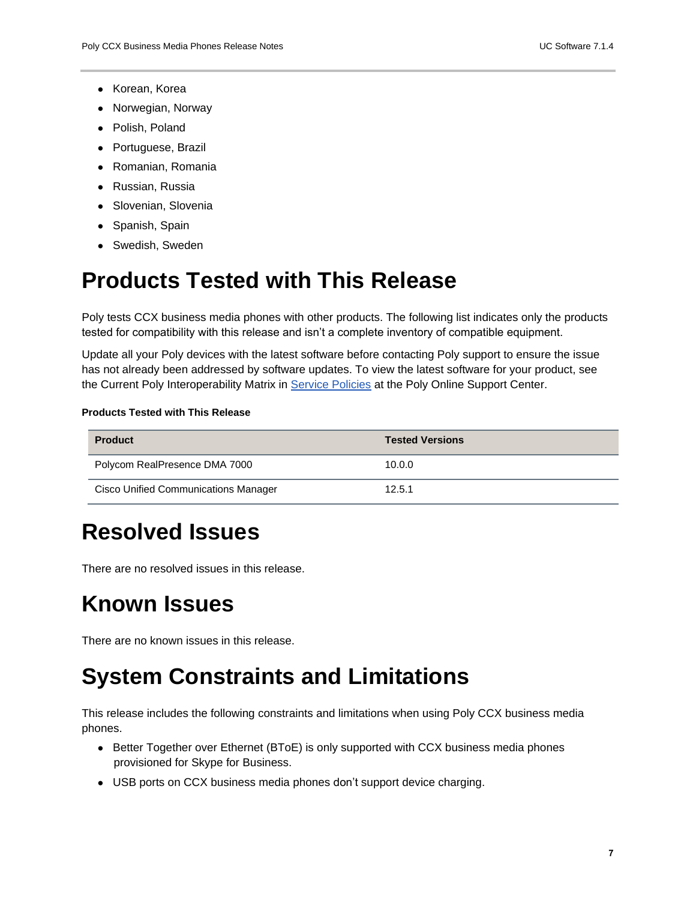- Korean, Korea
- Norwegian, Norway
- Polish, Poland
- Portuguese, Brazil
- Romanian, Romania
- Russian, Russia
- Slovenian, Slovenia
- Spanish, Spain
- Swedish, Sweden

# Products Tested with This Release

Poly tests CCX business media phones with other products. The following list indicates only the products tested for compatibility with this release and isn't a complete inventory of compatible equipment.

Update all your Poly devices with the latest software before contacting Poly support to ensure the issue has not already been addressed by software updates. To view the latest software for your product, see the Current Poly Interoperability Matrix in Service Policies at the Poly Online Support Center.

**Products Tested with This Release**

| Product | Tested Versions |
|---|---|
| Polycom RealPresence DMA 7000 | 10.0.0 |
| Cisco Unified Communications Manager | 12.5.1 |

# Resolved Issues

There are no resolved issues in this release.

# Known Issues

There are no known issues in this release.

# System Constraints and Limitations

This release includes the following constraints and limitations when using Poly CCX business media phones.

- Better Together over Ethernet (BToE) is only supported with CCX business media phones provisioned for Skype for Business.
- USB ports on CCX business media phones don't support device charging.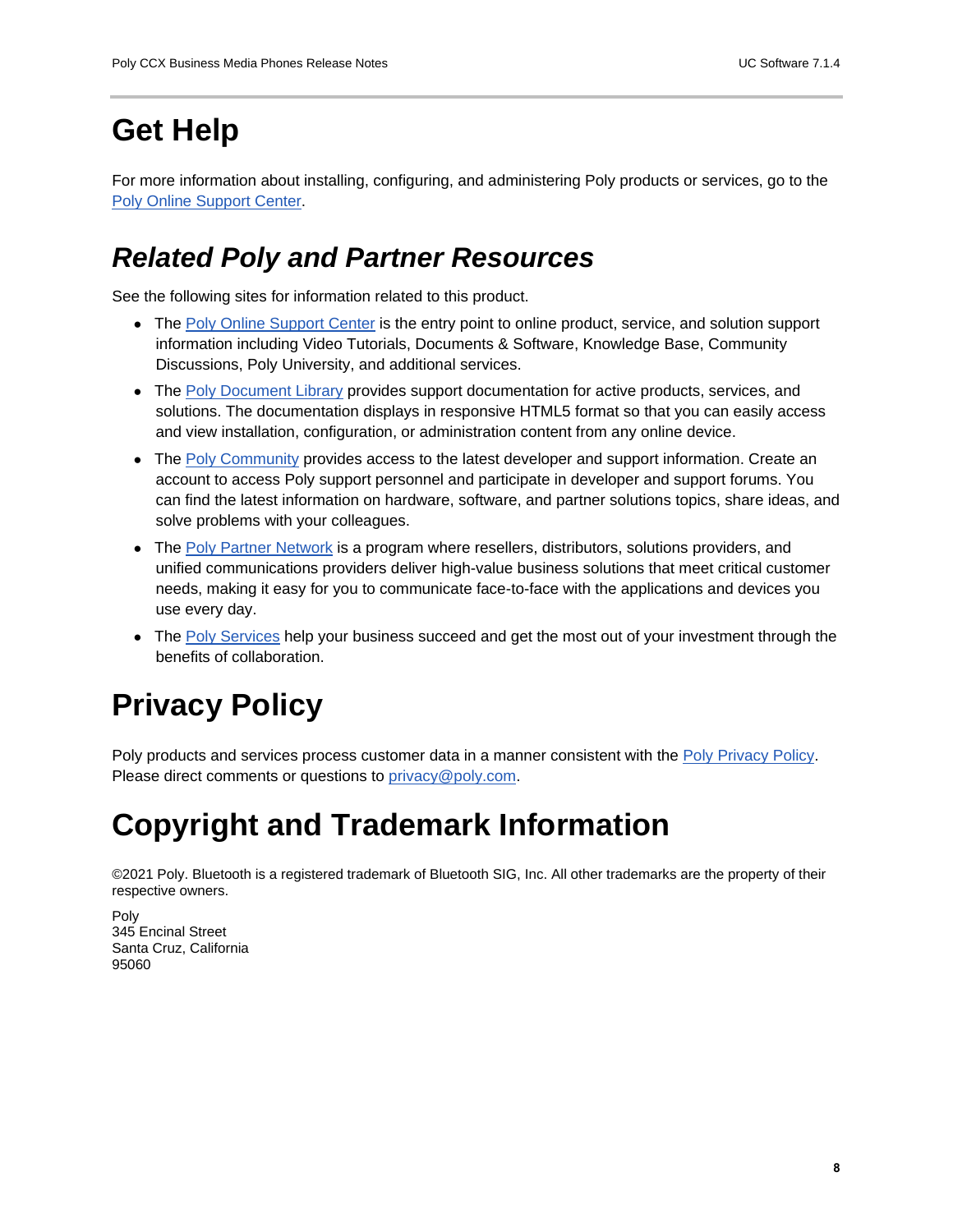# Get Help

For more information about installing, configuring, and administering Poly products or services, go to the Poly Online Support Center.

## *Related Poly and Partner Resources*

See the following sites for information related to this product.

- The Poly Online Support Center is the entry point to online product, service, and solution support information including Video Tutorials, Documents & Software, Knowledge Base, Community Discussions, Poly University, and additional services.
- The Poly Document Library provides support documentation for active products, services, and solutions. The documentation displays in responsive HTML5 format so that you can easily access and view installation, configuration, or administration content from any online device.
- The Poly Community provides access to the latest developer and support information. Create an account to access Poly support personnel and participate in developer and support forums. You can find the latest information on hardware, software, and partner solutions topics, share ideas, and solve problems with your colleagues.
- The Poly Partner Network is a program where resellers, distributors, solutions providers, and unified communications providers deliver high-value business solutions that meet critical customer needs, making it easy for you to communicate face-to-face with the applications and devices you use every day.
- The Poly Services help your business succeed and get the most out of your investment through the benefits of collaboration.

# Privacy Policy

Poly products and services process customer data in a manner consistent with the Poly Privacy Policy. Please direct comments or questions to privacy@poly.com.

# Copyright and Trademark Information

©2021 Poly. Bluetooth is a registered trademark of Bluetooth SIG, Inc. All other trademarks are the property of their respective owners.

Poly
345 Encinal Street
Santa Cruz, California
95060